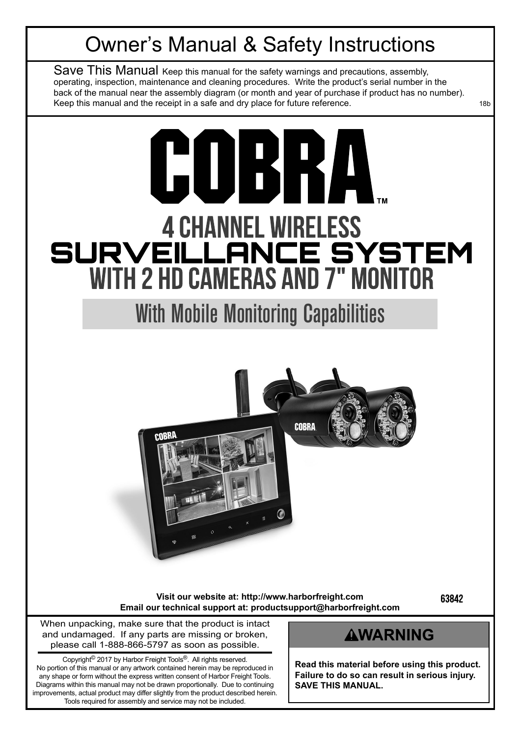# Owner's Manual & Safety Instructions

**Save This Manual** Keep this manual for the safety warnings and precautions, assembly, operating, inspection, maintenance and cleaning procedures. Write the product's serial number in the back of the manual near the assembly diagram (or month and year of purchase if product has no number). Keep this manual and the receipt in a safe and dry place for future reference.

18b

# COBRA™

## 4 CHANNEL WIRELESS SURVEILLANCE SYSTEM WITH 2 HD CAMERAS AND 7" MONITOR

### With Mobile Monitoring Capabilities

**Visit our website at: http://www.harborfreight.com**
**Email our technical support at: productsupport@harborfreight.com**

63842

When unpacking, make sure that the product is intact and undamaged. If any parts are missing or broken, please call 1-888-866-5797 as soon as possible.

Copyright© 2017 by Harbor Freight Tools®. All rights reserved. No portion of this manual or any artwork contained herein may be reproduced in any shape or form without the express written consent of Harbor Freight Tools. Diagrams within this manual may not be drawn proportionally. Due to continuing improvements, actual product may differ slightly from the product described herein. Tools required for assembly and service may not be included.

## ⚠WARNING

**Read this material before using this product. Failure to do so can result in serious injury. SAVE THIS MANUAL.**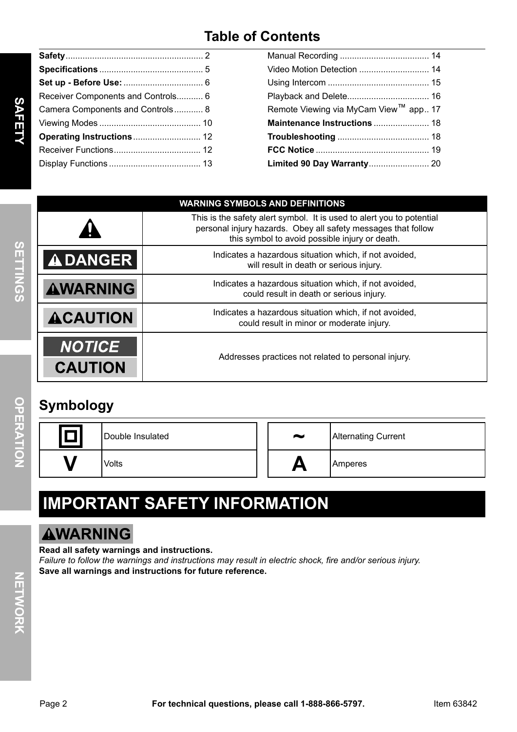## Table of Contents

| | |
|---|---|
| **Safety** | 2 |
| **Specifications** | 5 |
| **Set up - Before Use:** | 6 |
| Receiver Components and Controls | 6 |
| Camera Components and Controls | 8 |
| Viewing Modes | 10 |
| **Operating Instructions** | 12 |
| Receiver Functions | 12 |
| Display Functions | 13 |
| Manual Recording | 14 |
| Video Motion Detection | 14 |
| Using Intercom | 15 |
| Playback and Delete | 16 |
| Remote Viewing via MyCam View™ app | 17 |
| **Maintenance Instructions** | 18 |
| **Troubleshooting** | 18 |
| **FCC Notice** | 19 |
| **Limited 90 Day Warranty** | 20 |

| WARNING SYMBOLS AND DEFINITIONS | |
|---|---|
| ⚠ | This is the safety alert symbol. It is used to alert you to potential personal injury hazards. Obey all safety messages that follow this symbol to avoid possible injury or death. |
| ⚠ DANGER | Indicates a hazardous situation which, if not avoided, will result in death or serious injury. |
| ⚠WARNING | Indicates a hazardous situation which, if not avoided, could result in death or serious injury. |
| ⚠CAUTION | Indicates a hazardous situation which, if not avoided, could result in minor or moderate injury. |
| NOTICE / CAUTION | Addresses practices not related to personal injury. |

## Symbology

| Symbol | Meaning |
|---|---|
| ⧈ | Double Insulated |
| V | Volts |
| ~ | Alternating Current |
| A | Amperes |

# IMPORTANT SAFETY INFORMATION

**⚠WARNING**

**Read all safety warnings and instructions.**

*Failure to follow the warnings and instructions may result in electric shock, fire and/or serious injury.*

**Save all warnings and instructions for future reference.**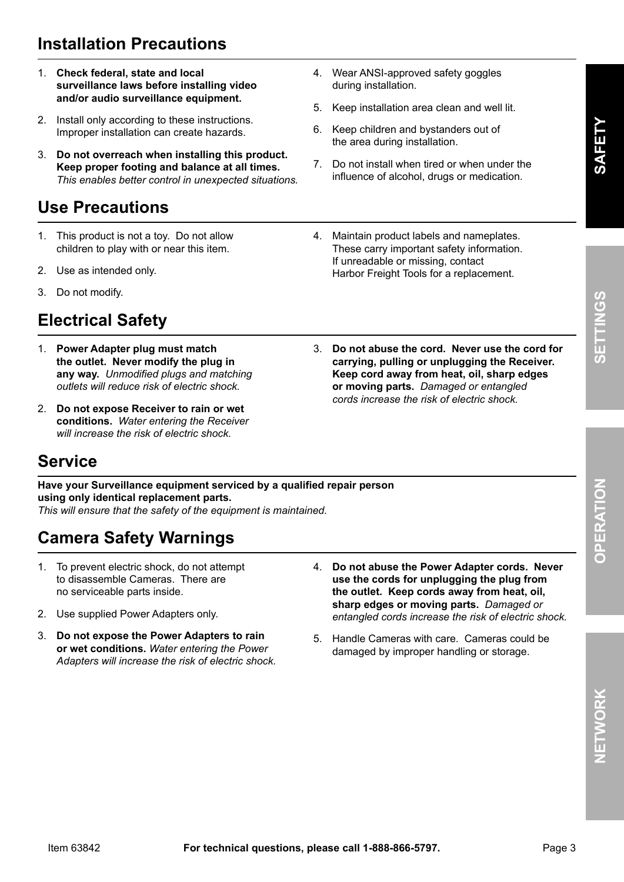## Installation Precautions

1. **Check federal, state and local surveillance laws before installing video and/or audio surveillance equipment.**
2. Install only according to these instructions. Improper installation can create hazards.
3. **Do not overreach when installing this product. Keep proper footing and balance at all times.** *This enables better control in unexpected situations.*
4. Wear ANSI-approved safety goggles during installation.
5. Keep installation area clean and well lit.
6. Keep children and bystanders out of the area during installation.
7. Do not install when tired or when under the influence of alcohol, drugs or medication.

## Use Precautions

1. This product is not a toy. Do not allow children to play with or near this item.
2. Use as intended only.
3. Do not modify.
4. Maintain product labels and nameplates. These carry important safety information. If unreadable or missing, contact Harbor Freight Tools for a replacement.

## Electrical Safety

1. **Power Adapter plug must match the outlet. Never modify the plug in any way.** *Unmodified plugs and matching outlets will reduce risk of electric shock.*
2. **Do not expose Receiver to rain or wet conditions.** *Water entering the Receiver will increase the risk of electric shock.*
3. **Do not abuse the cord. Never use the cord for carrying, pulling or unplugging the Receiver. Keep cord away from heat, oil, sharp edges or moving parts.** *Damaged or entangled cords increase the risk of electric shock.*

## Service

**Have your Surveillance equipment serviced by a qualified repair person using only identical replacement parts.**
*This will ensure that the safety of the equipment is maintained.*

## Camera Safety Warnings

1. To prevent electric shock, do not attempt to disassemble Cameras. There are no serviceable parts inside.
2. Use supplied Power Adapters only.
3. **Do not expose the Power Adapters to rain or wet conditions.** *Water entering the Power Adapters will increase the risk of electric shock.*
4. **Do not abuse the Power Adapter cords. Never use the cords for unplugging the plug from the outlet. Keep cords away from heat, oil, sharp edges or moving parts.** *Damaged or entangled cords increase the risk of electric shock.*
5. Handle Cameras with care. Cameras could be damaged by improper handling or storage.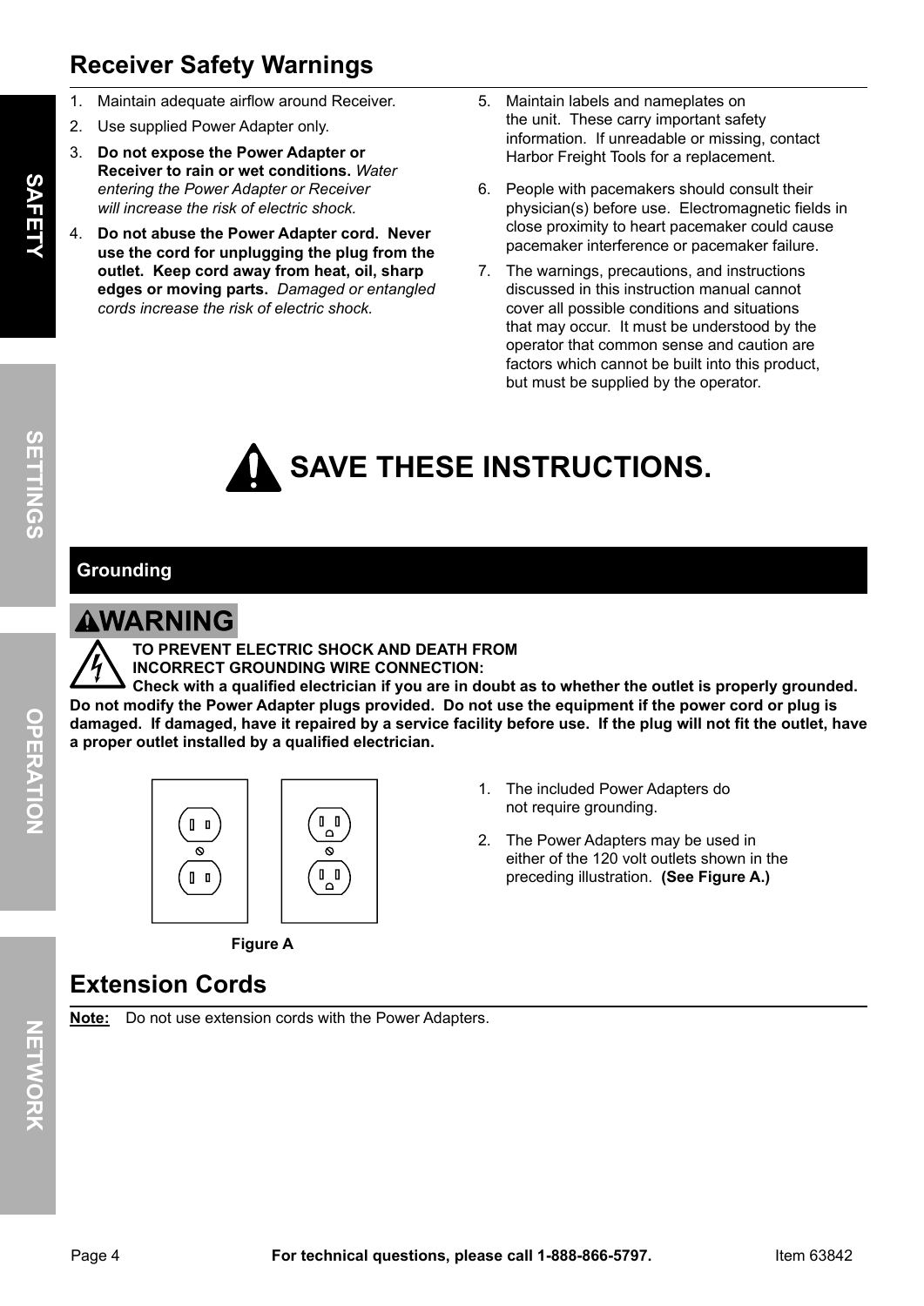## Receiver Safety Warnings

1. Maintain adequate airflow around Receiver.
2. Use supplied Power Adapter only.
3. **Do not expose the Power Adapter or Receiver to rain or wet conditions.** *Water entering the Power Adapter or Receiver will increase the risk of electric shock.*
4. **Do not abuse the Power Adapter cord. Never use the cord for unplugging the plug from the outlet. Keep cord away from heat, oil, sharp edges or moving parts.** *Damaged or entangled cords increase the risk of electric shock.*
5. Maintain labels and nameplates on the unit. These carry important safety information. If unreadable or missing, contact Harbor Freight Tools for a replacement.
6. People with pacemakers should consult their physician(s) before use. Electromagnetic fields in close proximity to heart pacemaker could cause pacemaker interference or pacemaker failure.
7. The warnings, precautions, and instructions discussed in this instruction manual cannot cover all possible conditions and situations that may occur. It must be understood by the operator that common sense and caution are factors which cannot be built into this product, but must be supplied by the operator.

# SAVE THESE INSTRUCTIONS.

### Grounding

**WARNING**

**TO PREVENT ELECTRIC SHOCK AND DEATH FROM INCORRECT GROUNDING WIRE CONNECTION:**
**Check with a qualified electrician if you are in doubt as to whether the outlet is properly grounded. Do not modify the Power Adapter plugs provided. Do not use the equipment if the power cord or plug is damaged. If damaged, have it repaired by a service facility before use. If the plug will not fit the outlet, have a proper outlet installed by a qualified electrician.**

Figure A

1. The included Power Adapters do not require grounding.
2. The Power Adapters may be used in either of the 120 volt outlets shown in the preceding illustration. **(See Figure A.)**

## Extension Cords

**Note:** Do not use extension cords with the Power Adapters.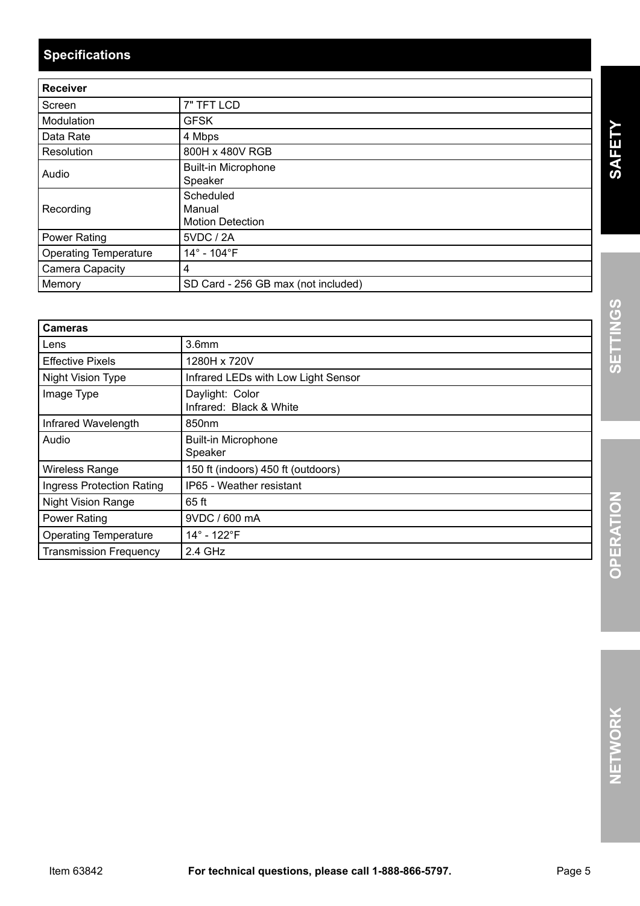## Specifications

| Receiver | |
|---|---|
| Screen | 7" TFT LCD |
| Modulation | GFSK |
| Data Rate | 4 Mbps |
| Resolution | 800H x 480V RGB |
| Audio | Built-in Microphone<br>Speaker |
| Recording | Scheduled<br>Manual<br>Motion Detection |
| Power Rating | 5VDC / 2A |
| Operating Temperature | 14° - 104°F |
| Camera Capacity | 4 |
| Memory | SD Card - 256 GB max (not included) |

| Cameras | |
|---|---|
| Lens | 3.6mm |
| Effective Pixels | 1280H x 720V |
| Night Vision Type | Infrared LEDs with Low Light Sensor |
| Image Type | Daylight: Color<br>Infrared: Black & White |
| Infrared Wavelength | 850nm |
| Audio | Built-in Microphone<br>Speaker |
| Wireless Range | 150 ft (indoors) 450 ft (outdoors) |
| Ingress Protection Rating | IP65 - Weather resistant |
| Night Vision Range | 65 ft |
| Power Rating | 9VDC / 600 mA |
| Operating Temperature | 14° - 122°F |
| Transmission Frequency | 2.4 GHz |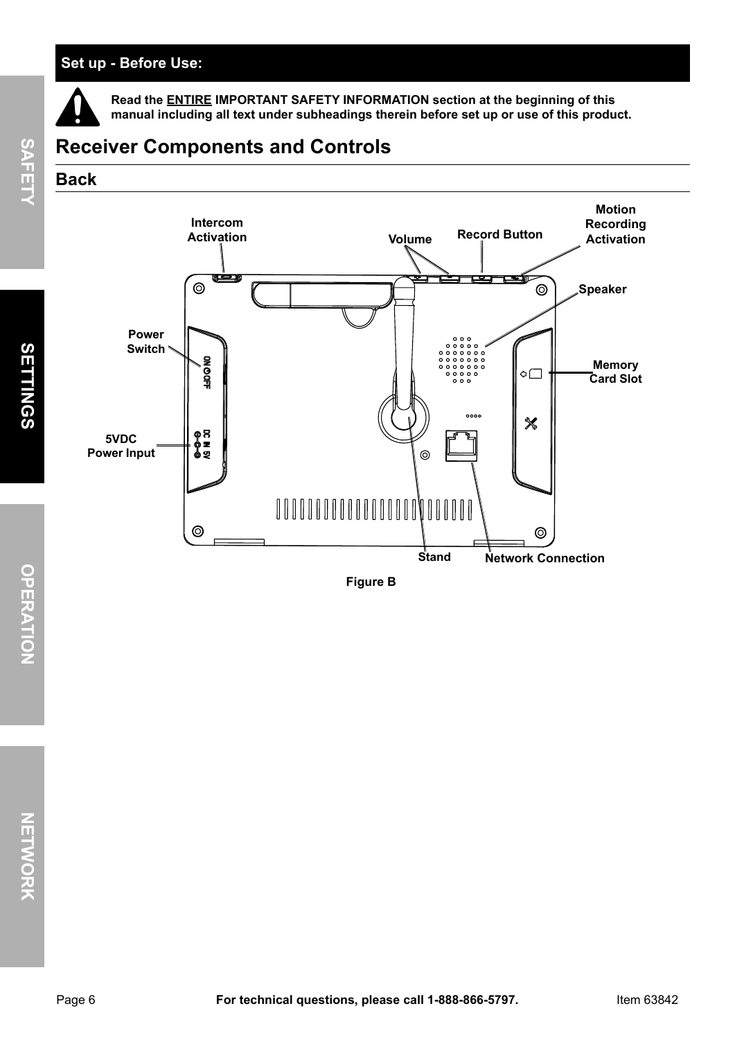**Set up - Before Use:**

**Read the ENTIRE IMPORTANT SAFETY INFORMATION section at the beginning of this manual including all text under subheadings therein before set up or use of this product.**

# Receiver Components and Controls

## Back

Intercom Activation

Volume

Record Button

Motion Recording Activation

Speaker

Power Switch

Memory Card Slot

5VDC Power Input

Stand

Network Connection

Figure B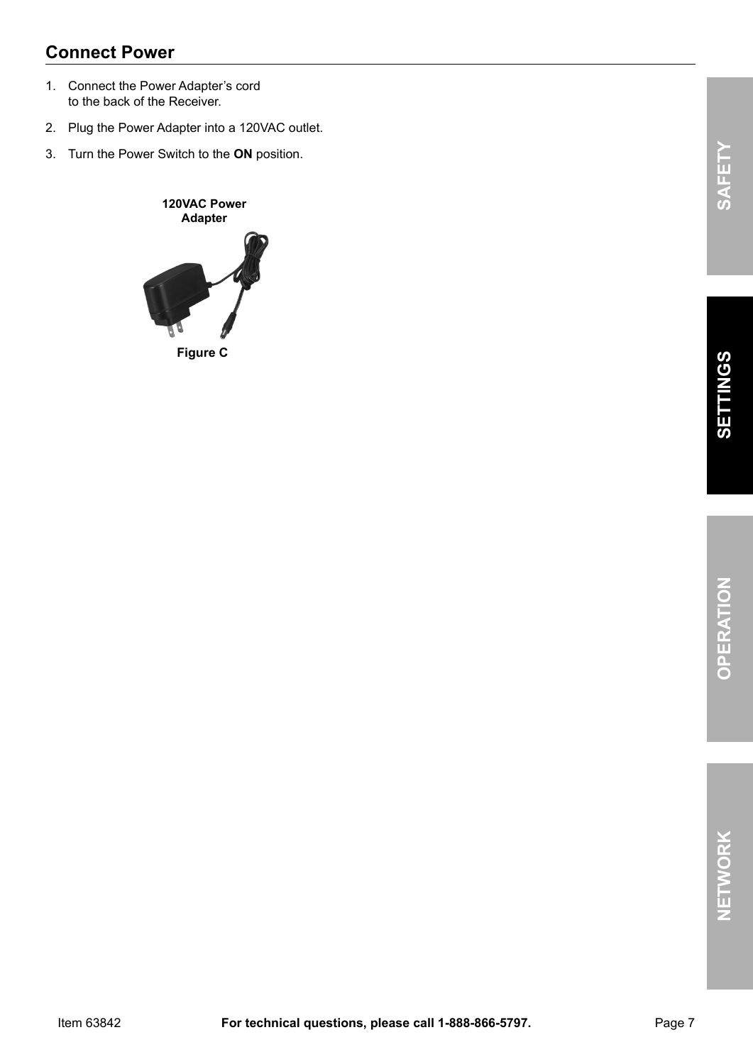## Connect Power

1. Connect the Power Adapter's cord to the back of the Receiver.
2. Plug the Power Adapter into a 120VAC outlet.
3. Turn the Power Switch to the **ON** position.

**120VAC Power Adapter**

**Figure C**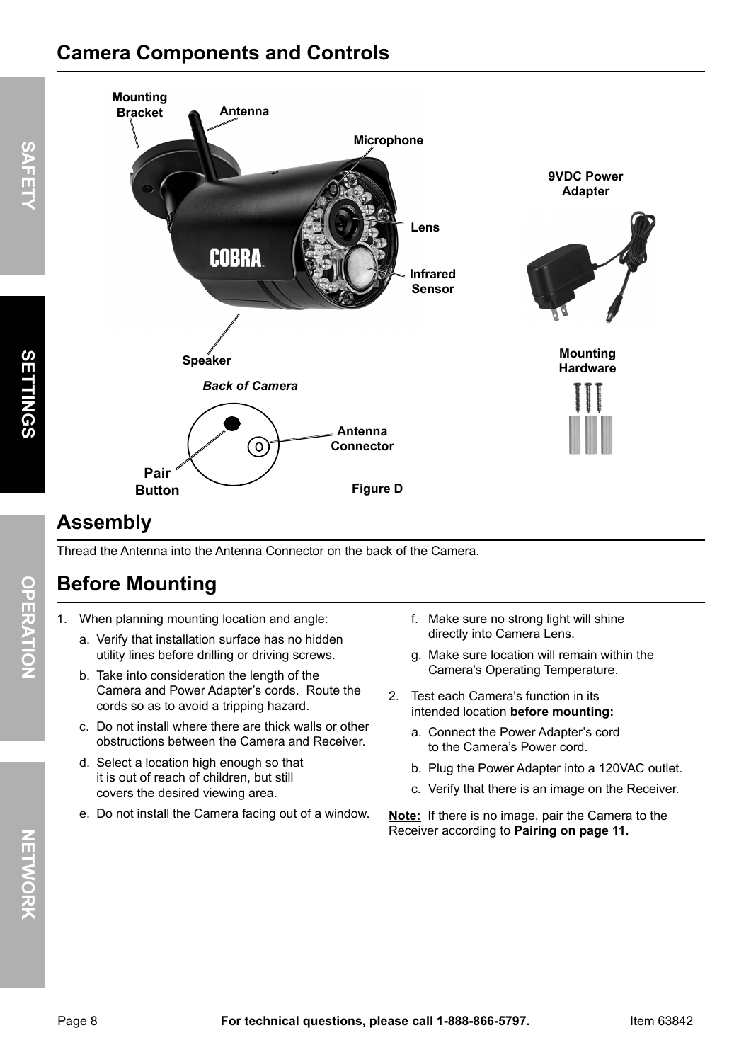## Camera Components and Controls

Mounting Bracket

Antenna

Microphone

Lens

Infrared Sensor

Speaker

9VDC Power Adapter

Mounting Hardware

*Back of Camera*

Antenna Connector

Pair Button

Figure D

## Assembly

Thread the Antenna into the Antenna Connector on the back of the Camera.

## Before Mounting

1. When planning mounting location and angle:
   a. Verify that installation surface has no hidden utility lines before drilling or driving screws.
   b. Take into consideration the length of the Camera and Power Adapter's cords. Route the cords so as to avoid a tripping hazard.
   c. Do not install where there are thick walls or other obstructions between the Camera and Receiver.
   d. Select a location high enough so that it is out of reach of children, but still covers the desired viewing area.
   e. Do not install the Camera facing out of a window.
   f. Make sure no strong light will shine directly into Camera Lens.
   g. Make sure location will remain within the Camera's Operating Temperature.
2. Test each Camera's function in its intended location **before mounting:**
   a. Connect the Power Adapter's cord to the Camera's Power cord.
   b. Plug the Power Adapter into a 120VAC outlet.
   c. Verify that there is an image on the Receiver.

**Note:** If there is no image, pair the Camera to the Receiver according to **Pairing on page 11.**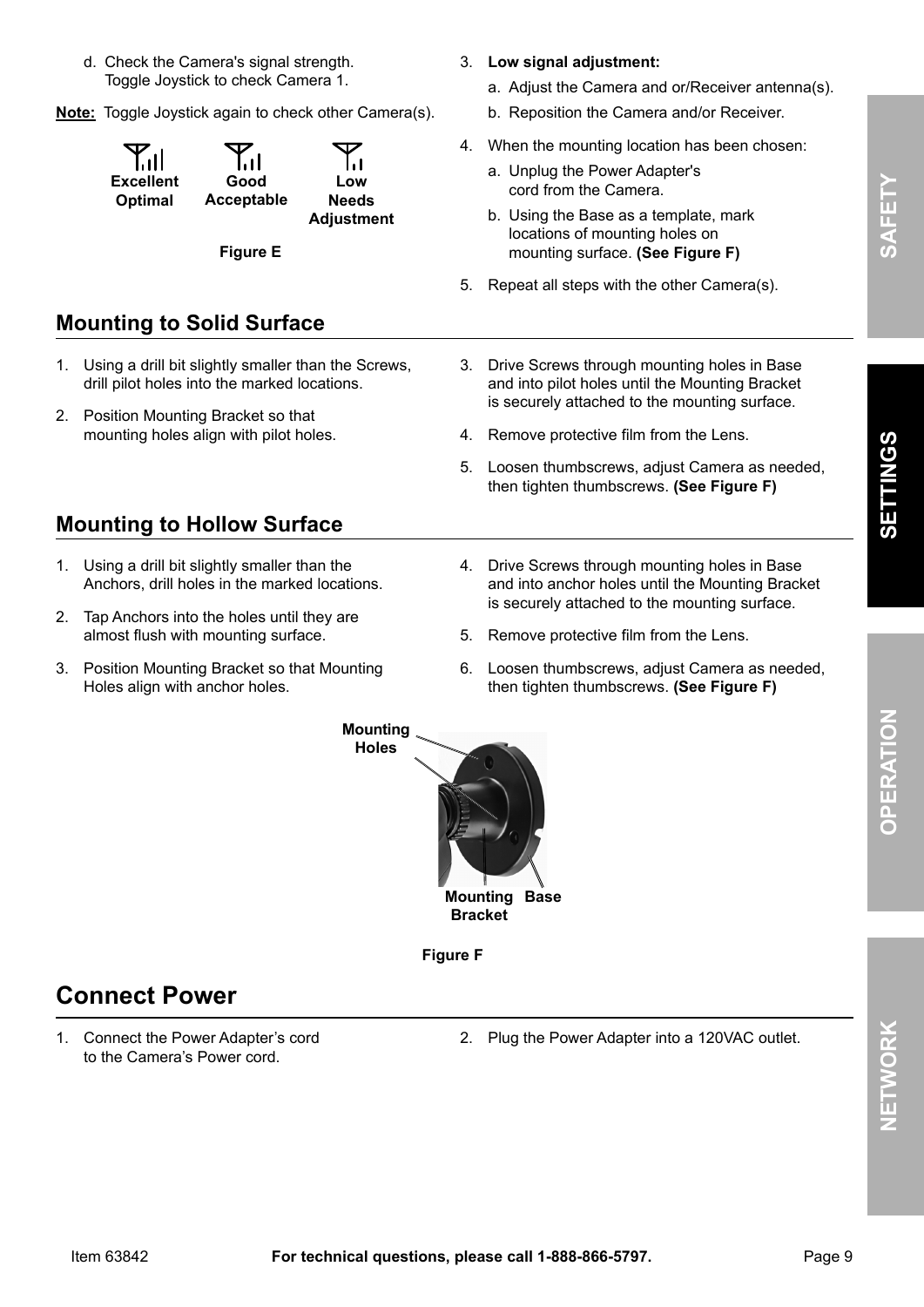d. Check the Camera's signal strength. Toggle Joystick to check Camera 1.

**Note:** Toggle Joystick again to check other Camera(s).

**Excellent Optimal** **Good Acceptable** **Low Needs Adjustment**

**Figure E**

3. **Low signal adjustment:**
    a. Adjust the Camera and or/Receiver antenna(s).
    b. Reposition the Camera and/or Receiver.
4. When the mounting location has been chosen:
    a. Unplug the Power Adapter's cord from the Camera.
    b. Using the Base as a template, mark locations of mounting holes on mounting surface. **(See Figure F)**
5. Repeat all steps with the other Camera(s).

## Mounting to Solid Surface

1. Using a drill bit slightly smaller than the Screws, drill pilot holes into the marked locations.
2. Position Mounting Bracket so that mounting holes align with pilot holes.
3. Drive Screws through mounting holes in Base and into pilot holes until the Mounting Bracket is securely attached to the mounting surface.
4. Remove protective film from the Lens.
5. Loosen thumbscrews, adjust Camera as needed, then tighten thumbscrews. **(See Figure F)**

## Mounting to Hollow Surface

1. Using a drill bit slightly smaller than the Anchors, drill holes in the marked locations.
2. Tap Anchors into the holes until they are almost flush with mounting surface.
3. Position Mounting Bracket so that Mounting Holes align with anchor holes.
4. Drive Screws through mounting holes in Base and into anchor holes until the Mounting Bracket is securely attached to the mounting surface.
5. Remove protective film from the Lens.
6. Loosen thumbscrews, adjust Camera as needed, then tighten thumbscrews. **(See Figure F)**

**Mounting Holes** **Mounting Bracket** **Base**

**Figure F**

# Connect Power

1. Connect the Power Adapter's cord to the Camera's Power cord.
2. Plug the Power Adapter into a 120VAC outlet.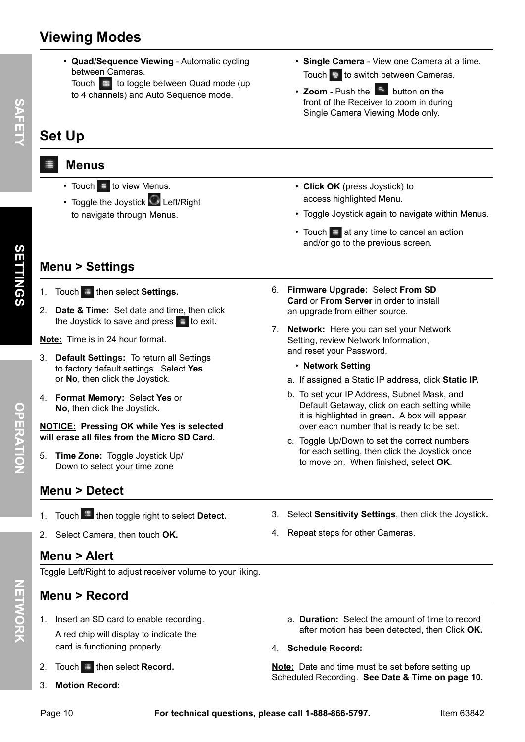# Viewing Modes

- **Quad/Sequence Viewing** - Automatic cycling between Cameras.
  Touch to toggle between Quad mode (up to 4 channels) and Auto Sequence mode.
- **Single Camera** - View one Camera at a time.
  Touch to switch between Cameras.
- **Zoom -** Push the button on the front of the Receiver to zoom in during Single Camera Viewing Mode only.

# Set Up

## Menus

- Touch to view Menus.
- Toggle the Joystick Left/Right to navigate through Menus.
- **Click OK** (press Joystick) to access highlighted Menu.
- Toggle Joystick again to navigate within Menus.
- Touch at any time to cancel an action and/or go to the previous screen.

## Menu > Settings

1. Touch then select **Settings.**
2. **Date & Time:** Set date and time, then click the Joystick to save and press to exit**.**

**Note:** Time is in 24 hour format.

3. **Default Settings:** To return all Settings to factory default settings. Select **Yes** or **No**, then click the Joystick.
4. **Format Memory:** Select **Yes** or **No**, then click the Joystick**.**

**NOTICE: Pressing OK while Yes is selected will erase all files from the Micro SD Card.**

5. **Time Zone:** Toggle Joystick Up/ Down to select your time zone
6. **Firmware Upgrade:** Select **From SD Card** or **From Server** in order to install an upgrade from either source.
7. **Network:** Here you can set your Network Setting, review Network Information, and reset your Password.
   - **Network Setting**

   a. If assigned a Static IP address, click **Static IP.**

   b. To set your IP Address, Subnet Mask, and Default Getaway, click on each setting while it is highlighted in green**.** A box will appear over each number that is ready to be set.

   c. Toggle Up/Down to set the correct numbers for each setting, then click the Joystick once to move on. When finished, select **OK**.

## Menu > Detect

1. Touch then toggle right to select **Detect.**
2. Select Camera, then touch **OK.**
3. Select **Sensitivity Settings**, then click the Joystick**.**
4. Repeat steps for other Cameras.

## Menu > Alert

Toggle Left/Right to adjust receiver volume to your liking.

## Menu > Record

1. Insert an SD card to enable recording.
   A red chip will display to indicate the card is functioning properly.
2. Touch then select **Record.**
3. **Motion Record:**

   a. **Duration:** Select the amount of time to record after motion has been detected, then Click **OK.**

4. **Schedule Record:**

**Note:** Date and time must be set before setting up Scheduled Recording. **See Date & Time on page 10.**

**For technical questions, please call 1-888-866-5797.**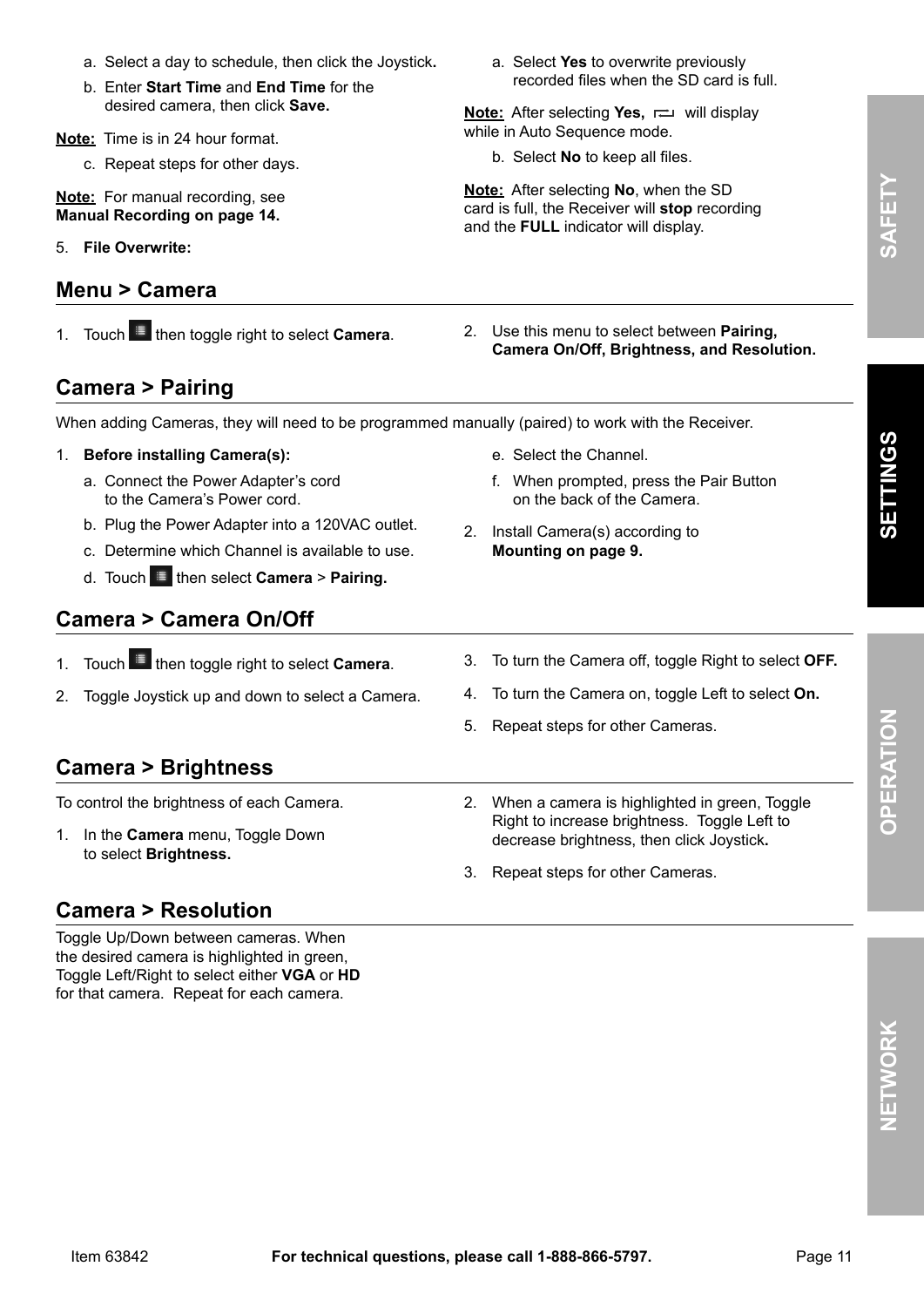a. Select a day to schedule, then click the Joystick**.**

b. Enter **Start Time** and **End Time** for the desired camera, then click **Save.**

**Note:** Time is in 24 hour format.

c. Repeat steps for other days.

**Note:** For manual recording, see **Manual Recording on page 14.**

5. **File Overwrite:**

a. Select **Yes** to overwrite previously recorded files when the SD card is full.

**Note:** After selecting **Yes,** will display while in Auto Sequence mode.

b. Select **No** to keep all files.

**Note:** After selecting **No**, when the SD card is full, the Receiver will **stop** recording and the **FULL** indicator will display.

## Menu > Camera

1. Touch then toggle right to select **Camera**.
2. Use this menu to select between **Pairing, Camera On/Off, Brightness, and Resolution.**

## Camera > Pairing

When adding Cameras, they will need to be programmed manually (paired) to work with the Receiver.

1. **Before installing Camera(s):**
   a. Connect the Power Adapter's cord to the Camera's Power cord.
   b. Plug the Power Adapter into a 120VAC outlet.
   c. Determine which Channel is available to use.
   d. Touch then select **Camera** > **Pairing.**
   e. Select the Channel.
   f. When prompted, press the Pair Button on the back of the Camera.
2. Install Camera(s) according to **Mounting on page 9.**

## Camera > Camera On/Off

1. Touch then toggle right to select **Camera**.
2. Toggle Joystick up and down to select a Camera.
3. To turn the Camera off, toggle Right to select **OFF.**
4. To turn the Camera on, toggle Left to select **On.**
5. Repeat steps for other Cameras.

## Camera > Brightness

To control the brightness of each Camera.

1. In the **Camera** menu, Toggle Down to select **Brightness.**
2. When a camera is highlighted in green, Toggle Right to increase brightness. Toggle Left to decrease brightness, then click Joystick**.**
3. Repeat steps for other Cameras.

## Camera > Resolution

Toggle Up/Down between cameras. When the desired camera is highlighted in green, Toggle Left/Right to select either **VGA** or **HD** for that camera. Repeat for each camera.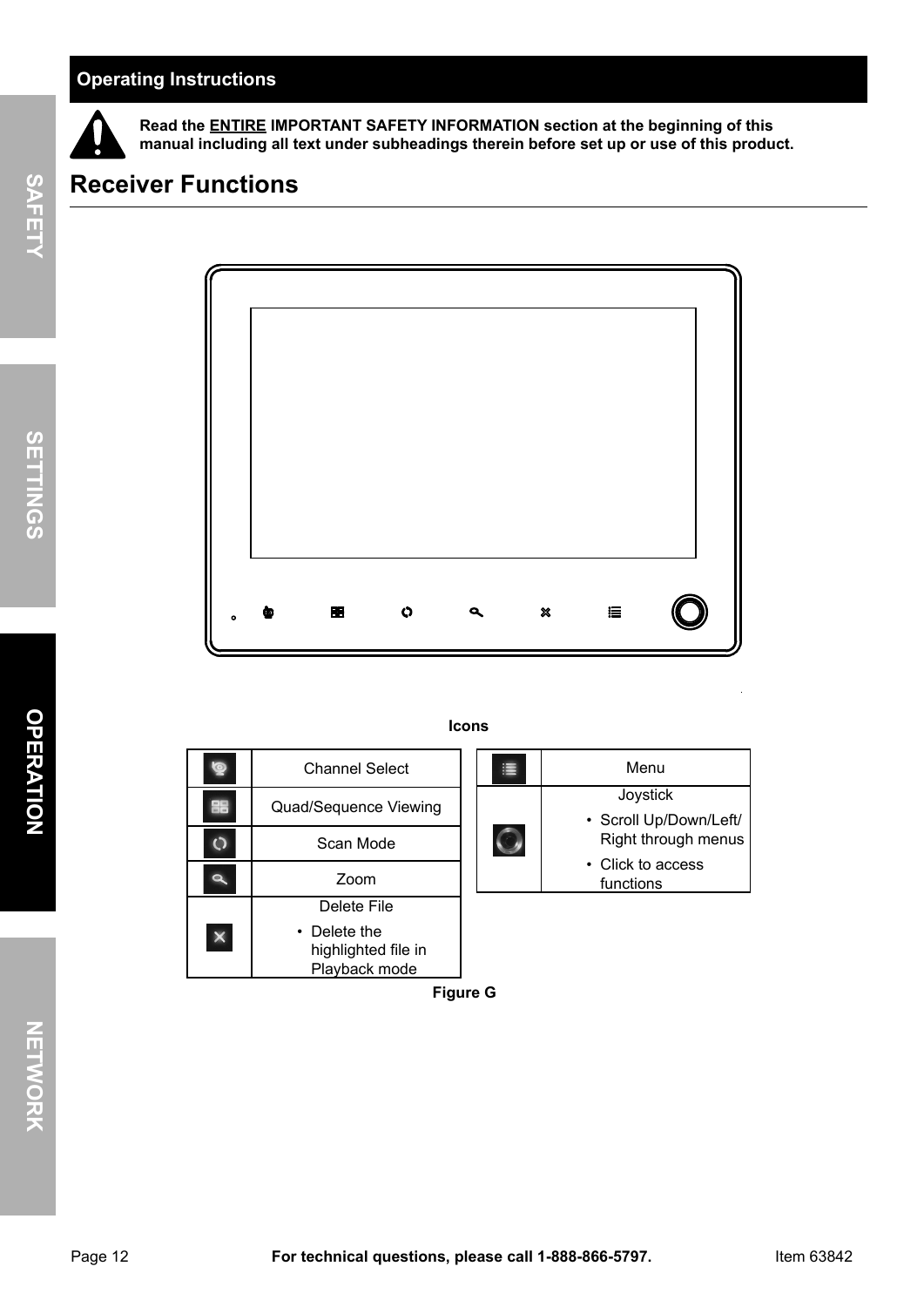## Operating Instructions

**Read the <u>ENTIRE</u> IMPORTANT SAFETY INFORMATION section at the beginning of this manual including all text under subheadings therein before set up or use of this product.**

# Receiver Functions

**Icons**

| Icon | Function |
|---|---|
| | Channel Select |
| | Quad/Sequence Viewing |
| | Scan Mode |
| | Zoom |
| | Delete File<br>• Delete the highlighted file in Playback mode |

| Icon | Function |
|---|---|
| | Menu |
| | Joystick<br>• Scroll Up/Down/Left/Right through menus<br>• Click to access functions |

**Figure G**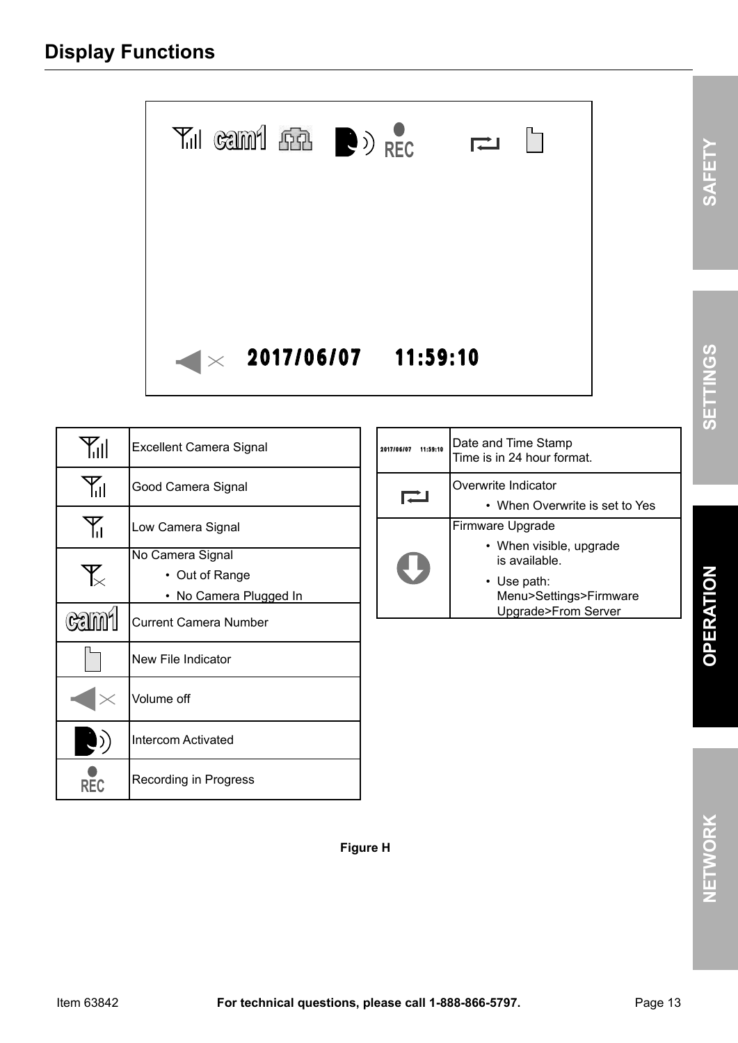## Display Functions

2017/06/07     11:59:10

| Icon | Description |
|---|---|
| | Excellent Camera Signal |
| | Good Camera Signal |
| | Low Camera Signal |
| | No Camera Signal<br>• Out of Range<br>• No Camera Plugged In |
| cam1 | Current Camera Number |
| | New File Indicator |
| | Volume off |
| | Intercom Activated |
| REC | Recording in Progress |

| Icon | Description |
|---|---|
| 2017/06/07 11:59:10 | Date and Time Stamp<br>Time is in 24 hour format. |
| | Overwrite Indicator<br>• When Overwrite is set to Yes |
| | Firmware Upgrade<br>• When visible, upgrade is available.<br>• Use path: Menu>Settings>Firmware Upgrade>From Server |

**Figure H**

Item 63842    **For technical questions, please call 1-888-866-5797.**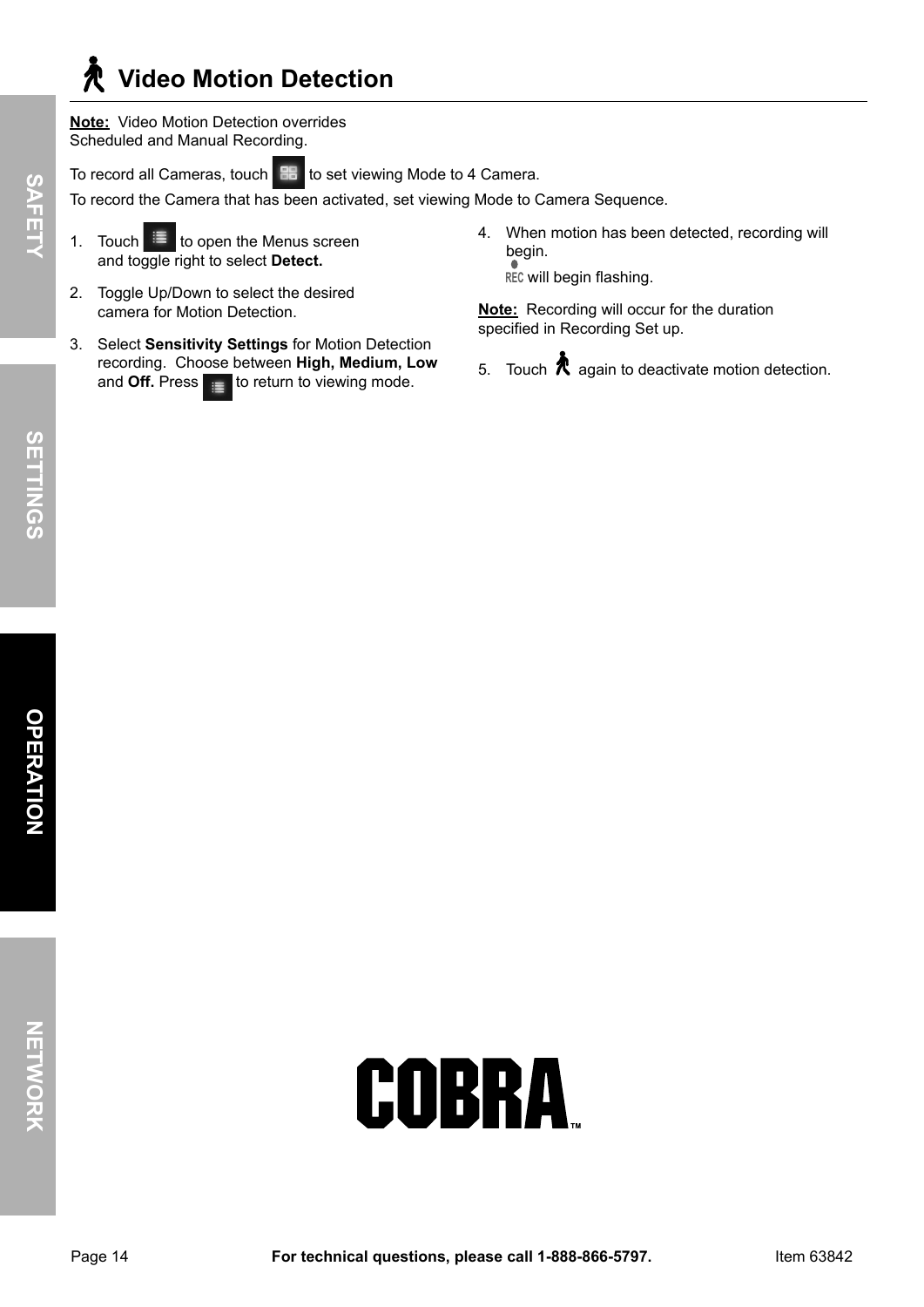# Video Motion Detection

**Note:** Video Motion Detection overrides Scheduled and Manual Recording.

To record all Cameras, touch  to set viewing Mode to 4 Camera.

To record the Camera that has been activated, set viewing Mode to Camera Sequence.

1. Touch  to open the Menus screen and toggle right to select **Detect.**
2. Toggle Up/Down to select the desired camera for Motion Detection.
3. Select **Sensitivity Settings** for Motion Detection recording. Choose between **High, Medium, Low** and **Off.** Press  to return to viewing mode.
4. When motion has been detected, recording will begin.

   REC will begin flashing.

**Note:** Recording will occur for the duration specified in Recording Set up.

5. Touch  again to deactivate motion detection.

SAFETY

SETTINGS

OPERATION

NETWORK

COBRA™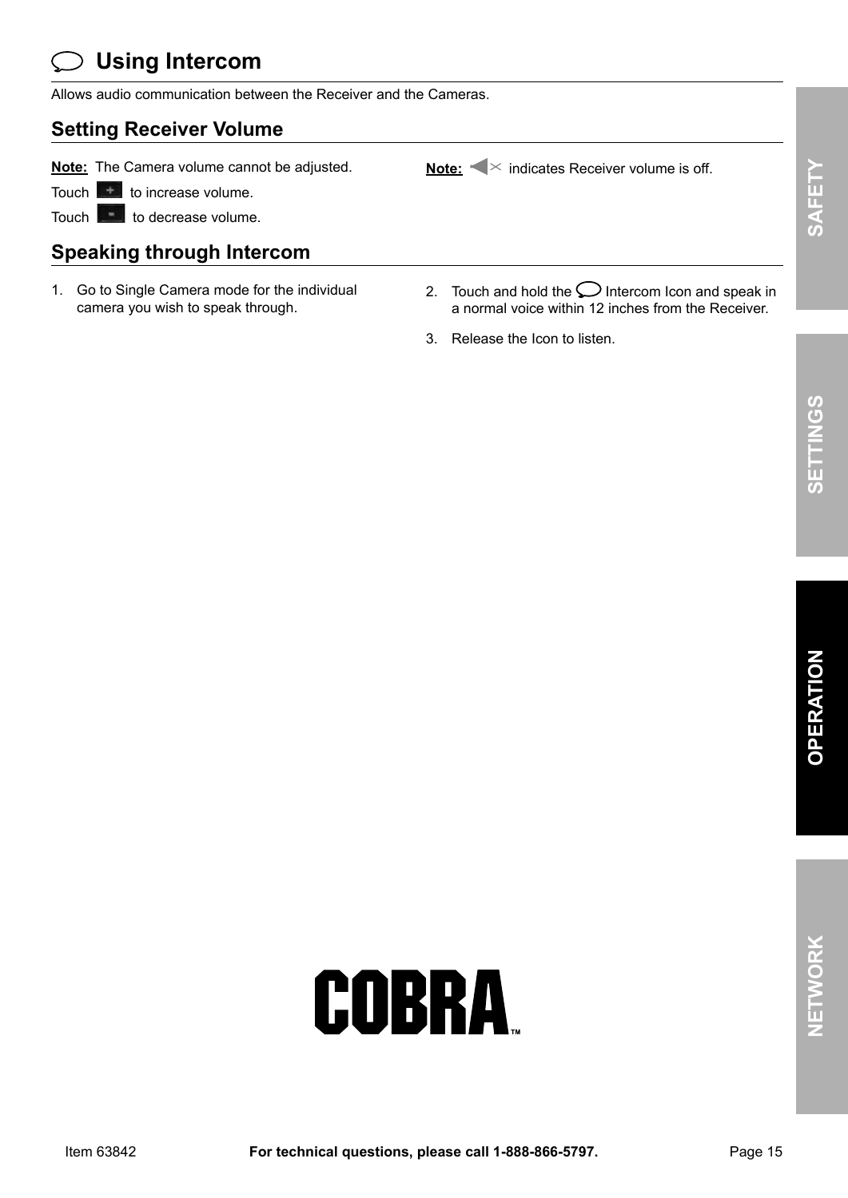# Using Intercom

Allows audio communication between the Receiver and the Cameras.

## Setting Receiver Volume

**Note:** The Camera volume cannot be adjusted.

Touch + to increase volume.

Touch - to decrease volume.

**Note:** indicates Receiver volume is off.

## Speaking through Intercom

1. Go to Single Camera mode for the individual camera you wish to speak through.
2. Touch and hold the Intercom Icon and speak in a normal voice within 12 inches from the Receiver.
3. Release the Icon to listen.

COBRA™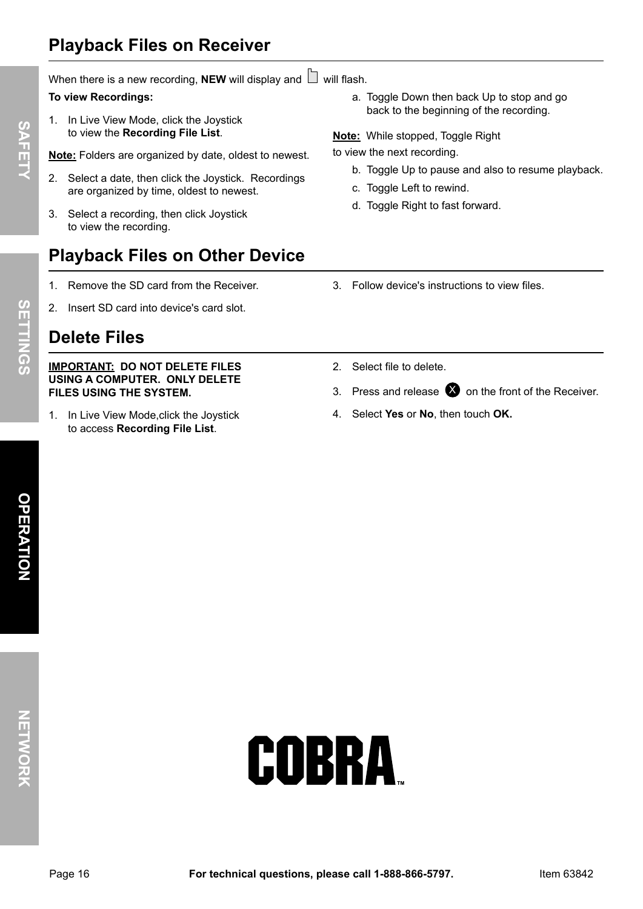## Playback Files on Receiver

When there is a new recording, **NEW** will display and 🗋 will flash.

**To view Recordings:**

1. In Live View Mode, click the Joystick to view the **Recording File List**.

**Note:** Folders are organized by date, oldest to newest.

2. Select a date, then click the Joystick. Recordings are organized by time, oldest to newest.
3. Select a recording, then click Joystick to view the recording.
   a. Toggle Down then back Up to stop and go back to the beginning of the recording.

**Note:** While stopped, Toggle Right to view the next recording.

   b. Toggle Up to pause and also to resume playback.
   c. Toggle Left to rewind.
   d. Toggle Right to fast forward.

## Playback Files on Other Device

1. Remove the SD card from the Receiver.
2. Insert SD card into device's card slot.
3. Follow device's instructions to view files.

## Delete Files

**IMPORTANT: DO NOT DELETE FILES USING A COMPUTER. ONLY DELETE FILES USING THE SYSTEM.**

1. In Live View Mode,click the Joystick to access **Recording File List**.
2. Select file to delete.
3. Press and release Ⓧ on the front of the Receiver.
4. Select **Yes** or **No**, then touch **OK.**

COBRA™

For technical questions, please call 1-888-866-5797.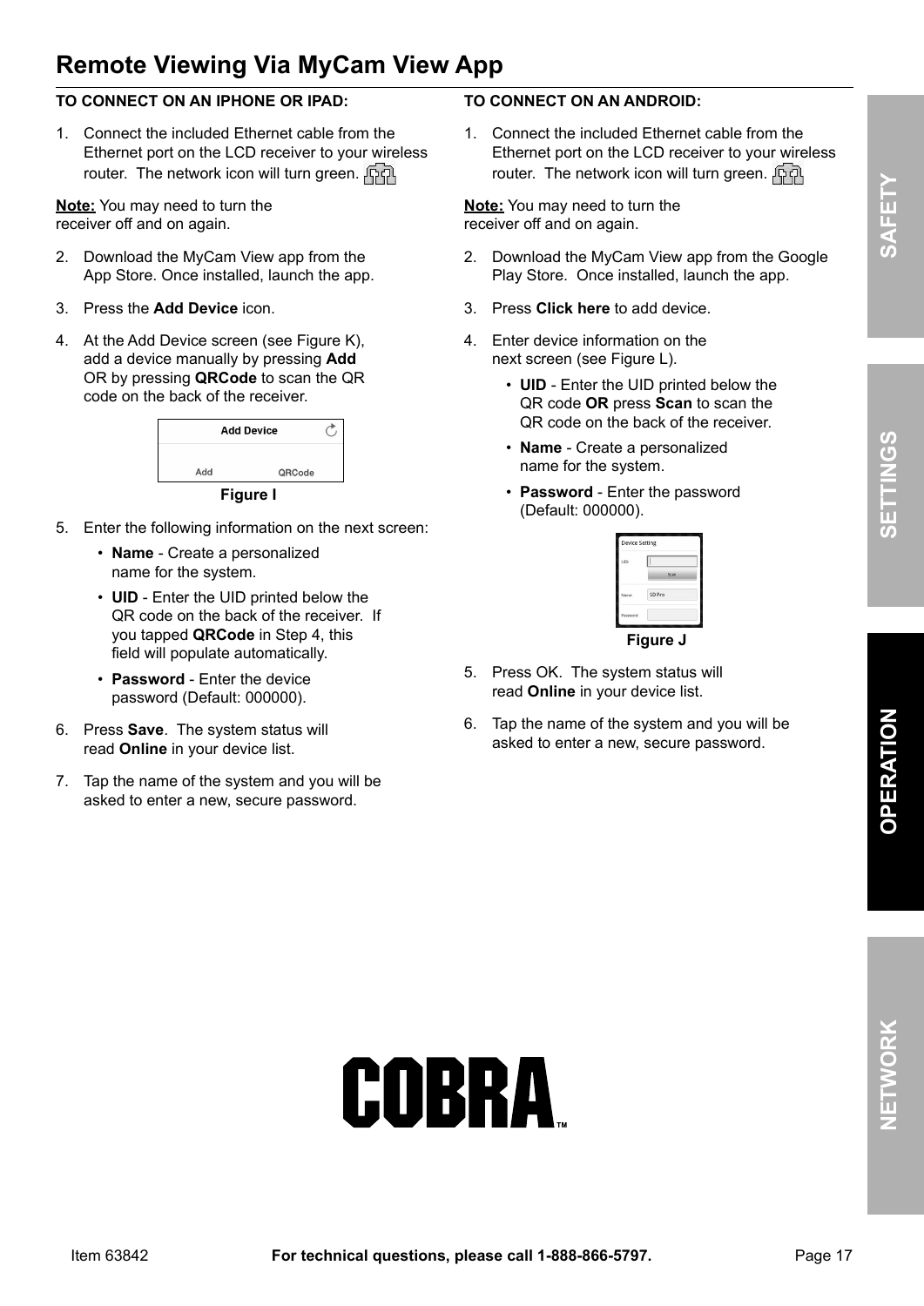# Remote Viewing Via MyCam View App

**TO CONNECT ON AN IPHONE OR IPAD:**

1. Connect the included Ethernet cable from the Ethernet port on the LCD receiver to your wireless router. The network icon will turn green.

**Note:** You may need to turn the receiver off and on again.

2. Download the MyCam View app from the App Store. Once installed, launch the app.
3. Press the **Add Device** icon.
4. At the Add Device screen (see Figure K), add a device manually by pressing **Add** OR by pressing **QRCode** to scan the QR code on the back of the receiver.

Add Device

Add QRCode

**Figure I**

5. Enter the following information on the next screen:
   - **Name** - Create a personalized name for the system.
   - **UID** - Enter the UID printed below the QR code on the back of the receiver. If you tapped **QRCode** in Step 4, this field will populate automatically.
   - **Password** - Enter the device password (Default: 000000).
6. Press **Save**. The system status will read **Online** in your device list.
7. Tap the name of the system and you will be asked to enter a new, secure password.

**TO CONNECT ON AN ANDROID:**

1. Connect the included Ethernet cable from the Ethernet port on the LCD receiver to your wireless router. The network icon will turn green.

**Note:** You may need to turn the receiver off and on again.

2. Download the MyCam View app from the Google Play Store. Once installed, launch the app.
3. Press **Click here** to add device.
4. Enter device information on the next screen (see Figure L).
   - **UID** - Enter the UID printed below the QR code **OR** press **Scan** to scan the QR code on the back of the receiver.
   - **Name** - Create a personalized name for the system.
   - **Password** - Enter the password (Default: 000000).

**Figure J**

5. Press OK. The system status will read **Online** in your device list.
6. Tap the name of the system and you will be asked to enter a new, secure password.

For technical questions, please call 1-888-866-5797.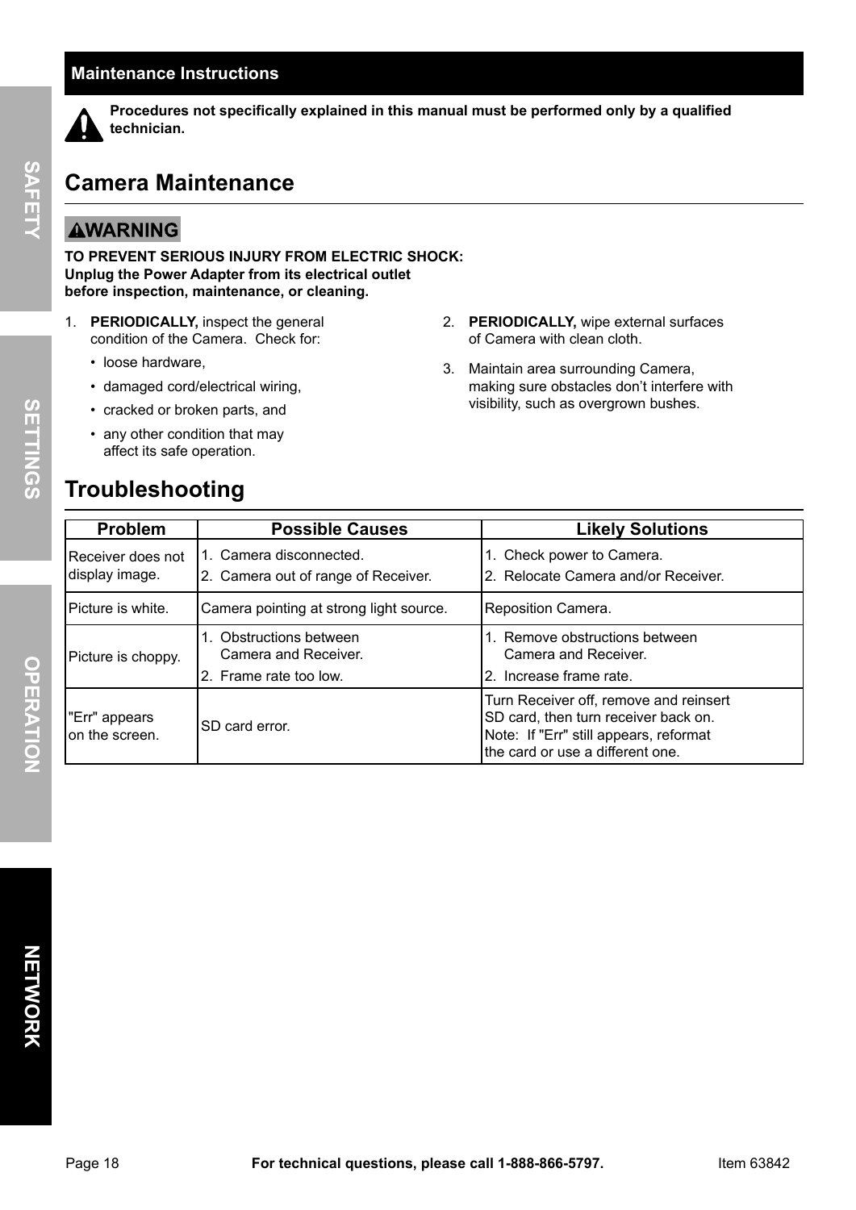## Maintenance Instructions

**Procedures not specifically explained in this manual must be performed only by a qualified technician.**

# Camera Maintenance

**WARNING**

**TO PREVENT SERIOUS INJURY FROM ELECTRIC SHOCK:**
**Unplug the Power Adapter from its electrical outlet before inspection, maintenance, or cleaning.**

1. **PERIODICALLY,** inspect the general condition of the Camera. Check for:
   - loose hardware,
   - damaged cord/electrical wiring,
   - cracked or broken parts, and
   - any other condition that may affect its safe operation.
2. **PERIODICALLY,** wipe external surfaces of Camera with clean cloth.
3. Maintain area surrounding Camera, making sure obstacles don't interfere with visibility, such as overgrown bushes.

# Troubleshooting

| Problem | Possible Causes | Likely Solutions |
|---|---|---|
| Receiver does not display image. | 1. Camera disconnected.<br>2. Camera out of range of Receiver. | 1. Check power to Camera.<br>2. Relocate Camera and/or Receiver. |
| Picture is white. | Camera pointing at strong light source. | Reposition Camera. |
| Picture is choppy. | 1. Obstructions between Camera and Receiver.<br>2. Frame rate too low. | 1. Remove obstructions between Camera and Receiver.<br>2. Increase frame rate. |
| "Err" appears on the screen. | SD card error. | Turn Receiver off, remove and reinsert SD card, then turn receiver back on.<br>Note: If "Err" still appears, reformat the card or use a different one. |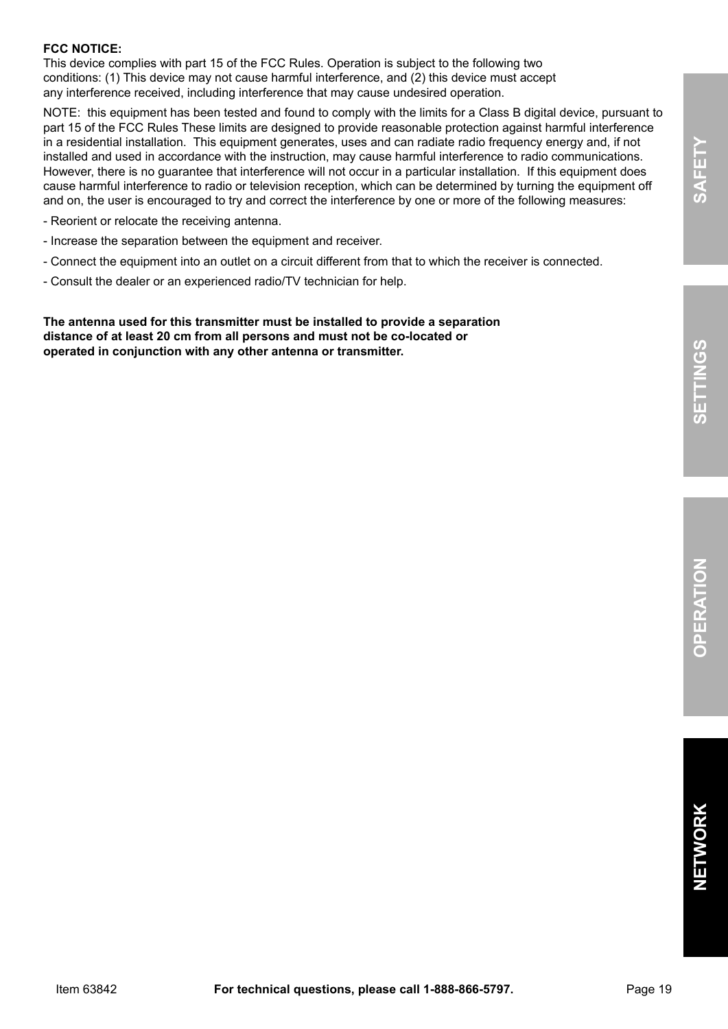**FCC NOTICE:**
This device complies with part 15 of the FCC Rules. Operation is subject to the following two conditions: (1) This device may not cause harmful interference, and (2) this device must accept any interference received, including interference that may cause undesired operation.

NOTE: this equipment has been tested and found to comply with the limits for a Class B digital device, pursuant to part 15 of the FCC Rules These limits are designed to provide reasonable protection against harmful interference in a residential installation. This equipment generates, uses and can radiate radio frequency energy and, if not installed and used in accordance with the instruction, may cause harmful interference to radio communications. However, there is no guarantee that interference will not occur in a particular installation. If this equipment does cause harmful interference to radio or television reception, which can be determined by turning the equipment off and on, the user is encouraged to try and correct the interference by one or more of the following measures:

- Reorient or relocate the receiving antenna.
- Increase the separation between the equipment and receiver.
- Connect the equipment into an outlet on a circuit different from that to which the receiver is connected.
- Consult the dealer or an experienced radio/TV technician for help.

**The antenna used for this transmitter must be installed to provide a separation distance of at least 20 cm from all persons and must not be co-located or operated in conjunction with any other antenna or transmitter.**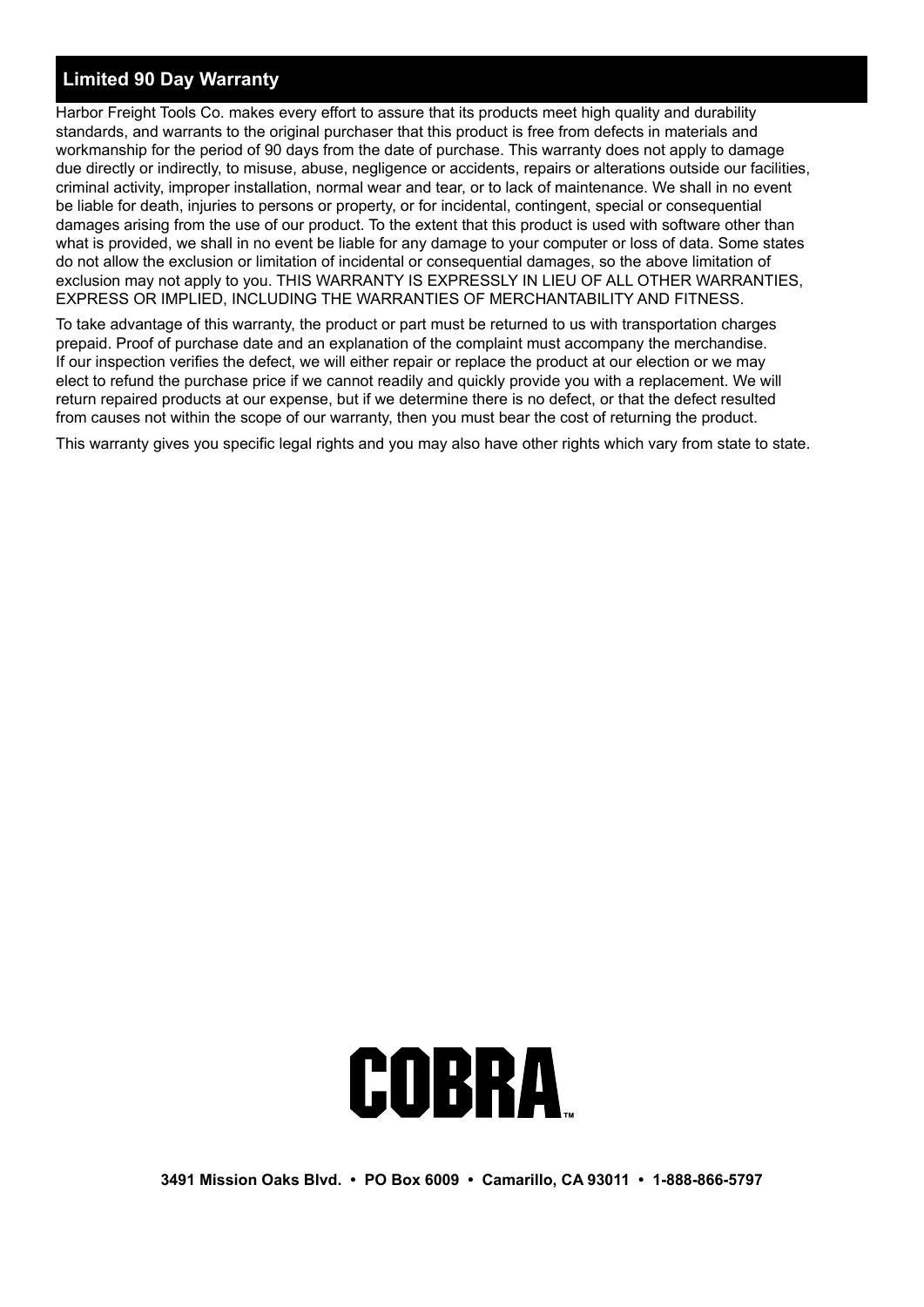## Limited 90 Day Warranty

Harbor Freight Tools Co. makes every effort to assure that its products meet high quality and durability standards, and warrants to the original purchaser that this product is free from defects in materials and workmanship for the period of 90 days from the date of purchase. This warranty does not apply to damage due directly or indirectly, to misuse, abuse, negligence or accidents, repairs or alterations outside our facilities, criminal activity, improper installation, normal wear and tear, or to lack of maintenance. We shall in no event be liable for death, injuries to persons or property, or for incidental, contingent, special or consequential damages arising from the use of our product. To the extent that this product is used with software other than what is provided, we shall in no event be liable for any damage to your computer or loss of data. Some states do not allow the exclusion or limitation of incidental or consequential damages, so the above limitation of exclusion may not apply to you. THIS WARRANTY IS EXPRESSLY IN LIEU OF ALL OTHER WARRANTIES, EXPRESS OR IMPLIED, INCLUDING THE WARRANTIES OF MERCHANTABILITY AND FITNESS.

To take advantage of this warranty, the product or part must be returned to us with transportation charges prepaid. Proof of purchase date and an explanation of the complaint must accompany the merchandise. If our inspection verifies the defect, we will either repair or replace the product at our election or we may elect to refund the purchase price if we cannot readily and quickly provide you with a replacement. We will return repaired products at our expense, but if we determine there is no defect, or that the defect resulted from causes not within the scope of our warranty, then you must bear the cost of returning the product.

This warranty gives you specific legal rights and you may also have other rights which vary from state to state.

COBRA™

**3491 Mission Oaks Blvd. • PO Box 6009 • Camarillo, CA 93011 • 1-888-866-5797**